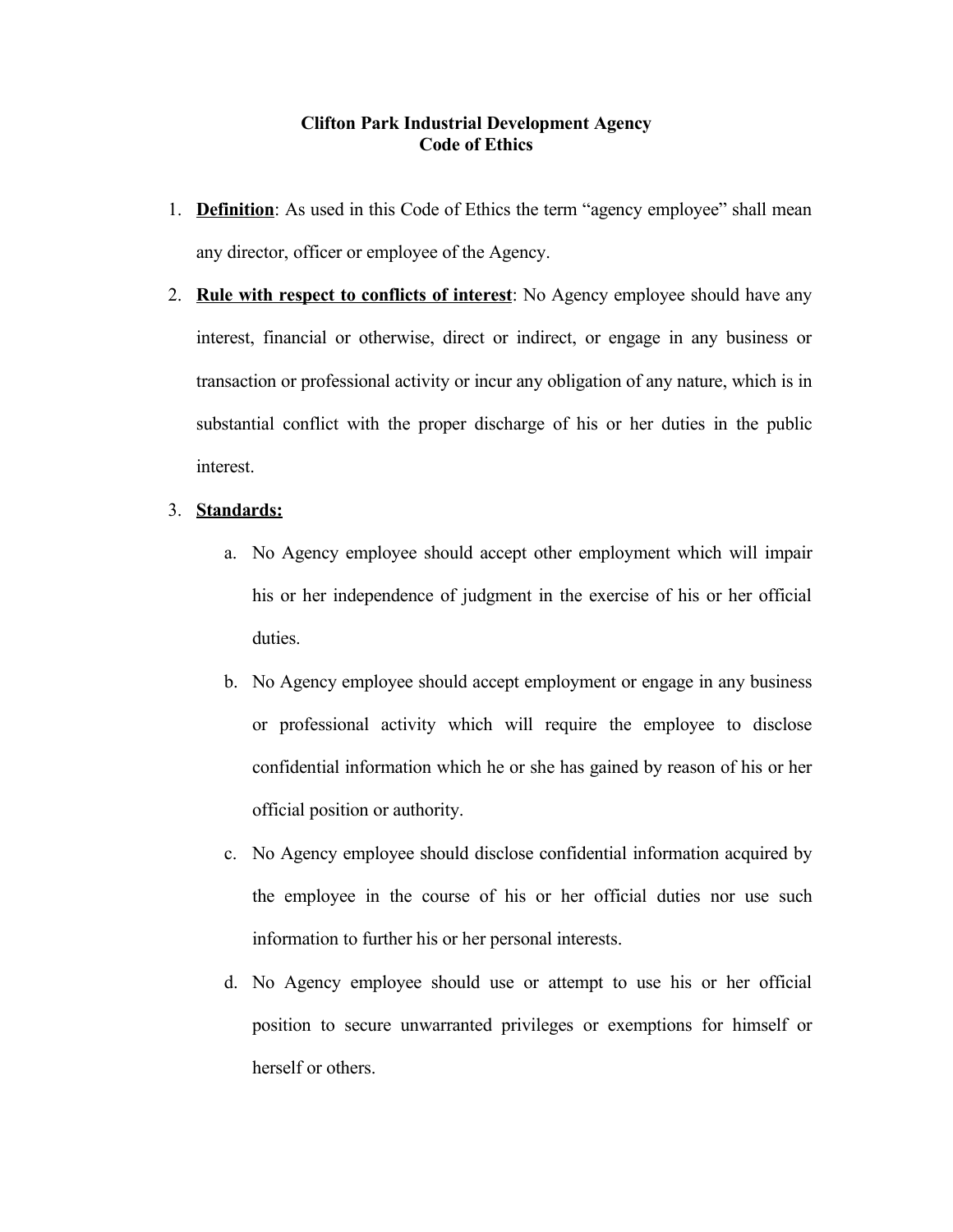# Clifton Park Industrial Development Agency
## Code of Ethics

1. **<u>Definition</u>**: As used in this Code of Ethics the term "agency employee" shall mean any director, officer or employee of the Agency.

2. **<u>Rule with respect to conflicts of interest</u>**: No Agency employee should have any interest, financial or otherwise, direct or indirect, or engage in any business or transaction or professional activity or incur any obligation of any nature, which is in substantial conflict with the proper discharge of his or her duties in the public interest.

3. **<u>Standards:</u>**

   a. No Agency employee should accept other employment which will impair his or her independence of judgment in the exercise of his or her official duties.

   b. No Agency employee should accept employment or engage in any business or professional activity which will require the employee to disclose confidential information which he or she has gained by reason of his or her official position or authority.

   c. No Agency employee should disclose confidential information acquired by the employee in the course of his or her official duties nor use such information to further his or her personal interests.

   d. No Agency employee should use or attempt to use his or her official position to secure unwarranted privileges or exemptions for himself or herself or others.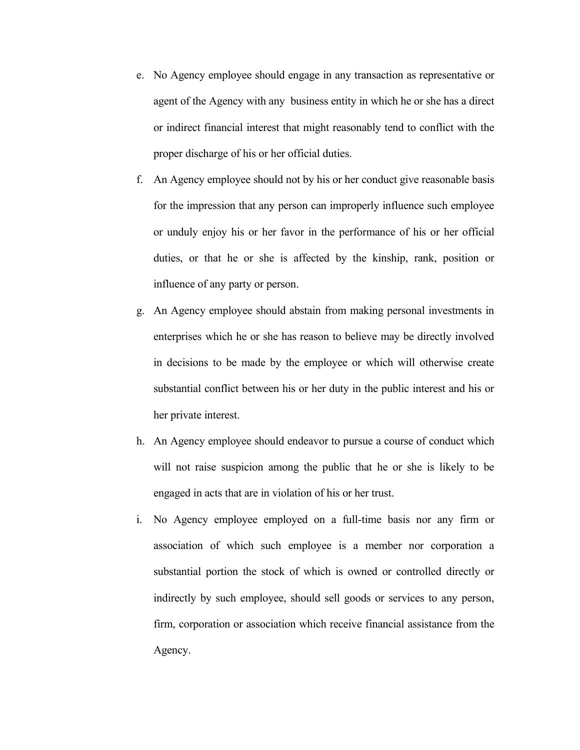e. No Agency employee should engage in any transaction as representative or agent of the Agency with any business entity in which he or she has a direct or indirect financial interest that might reasonably tend to conflict with the proper discharge of his or her official duties.

f. An Agency employee should not by his or her conduct give reasonable basis for the impression that any person can improperly influence such employee or unduly enjoy his or her favor in the performance of his or her official duties, or that he or she is affected by the kinship, rank, position or influence of any party or person.

g. An Agency employee should abstain from making personal investments in enterprises which he or she has reason to believe may be directly involved in decisions to be made by the employee or which will otherwise create substantial conflict between his or her duty in the public interest and his or her private interest.

h. An Agency employee should endeavor to pursue a course of conduct which will not raise suspicion among the public that he or she is likely to be engaged in acts that are in violation of his or her trust.

i. No Agency employee employed on a full-time basis nor any firm or association of which such employee is a member nor corporation a substantial portion the stock of which is owned or controlled directly or indirectly by such employee, should sell goods or services to any person, firm, corporation or association which receive financial assistance from the Agency.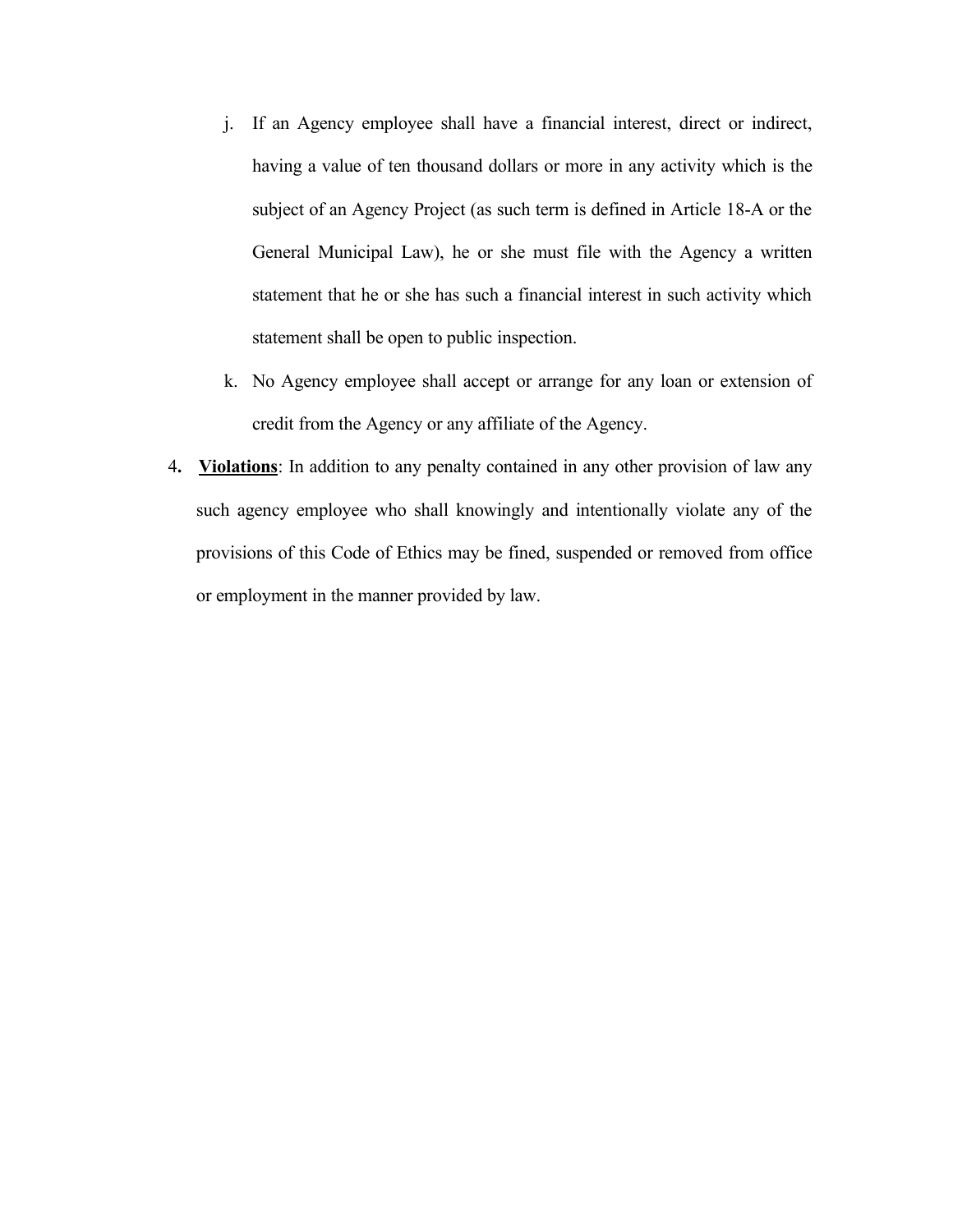j. If an Agency employee shall have a financial interest, direct or indirect, having a value of ten thousand dollars or more in any activity which is the subject of an Agency Project (as such term is defined in Article 18-A or the General Municipal Law), he or she must file with the Agency a written statement that he or she has such a financial interest in such activity which statement shall be open to public inspection.

k. No Agency employee shall accept or arrange for any loan or extension of credit from the Agency or any affiliate of the Agency.

4. **Violations**: In addition to any penalty contained in any other provision of law any such agency employee who shall knowingly and intentionally violate any of the provisions of this Code of Ethics may be fined, suspended or removed from office or employment in the manner provided by law.